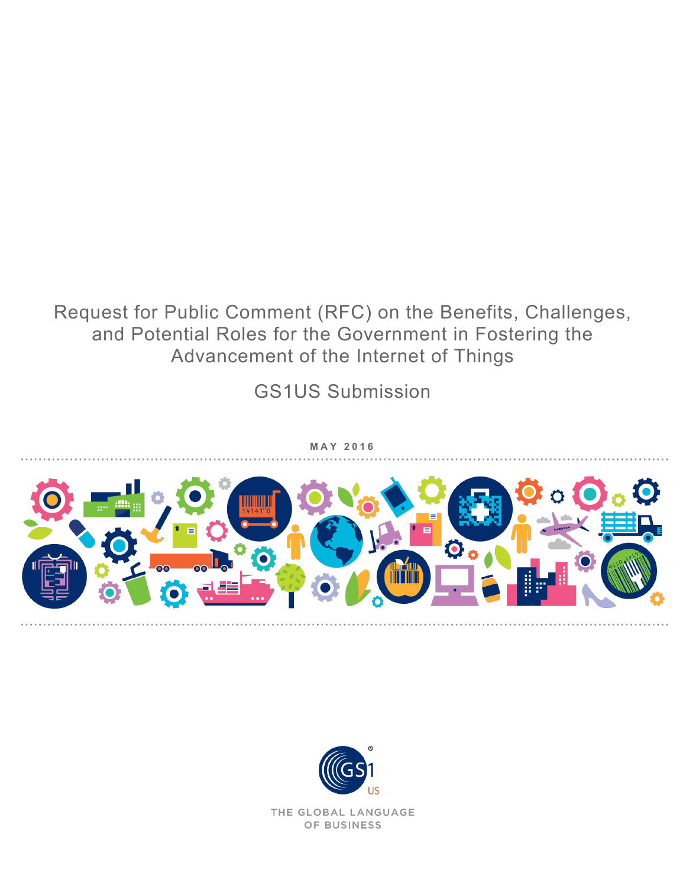# Request for Public Comment (RFC) on the Benefits, Challenges, and Potential Roles for the Government in Fostering the Advancement of the Internet of Things

## GS1US Submission

MAY 2016

THE GLOBAL LANGUAGE OF BUSINESS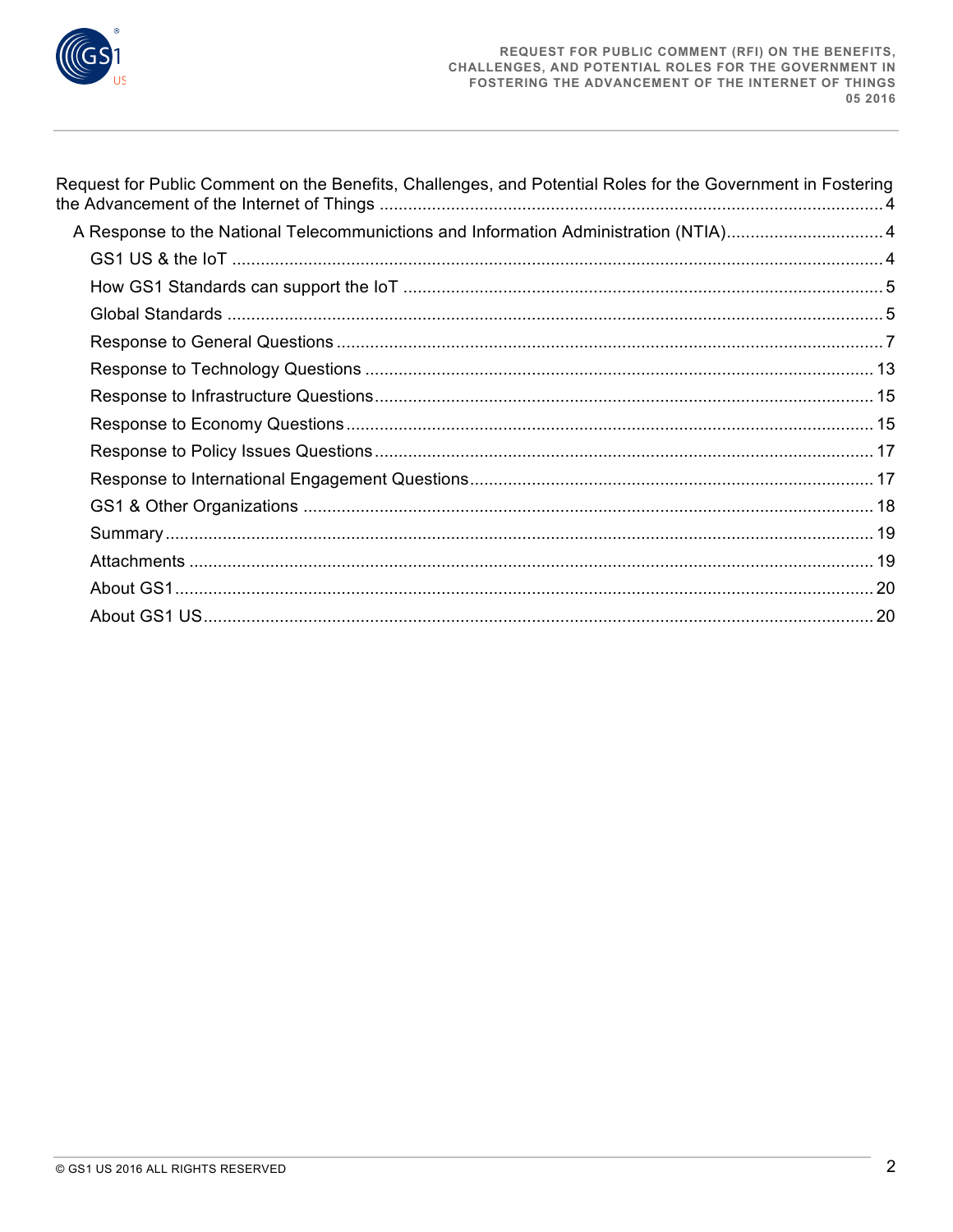Request for Public Comment on the Benefits, Challenges, and Potential Roles for the Government in Fostering the Advancement of the Internet of Things ........................................................................................................ 4

- A Response to the National Telecommunictions and Information Administration (NTIA)................................. 4
  - GS1 US & the IoT ........................................................................................................................................ 4
  - How GS1 Standards can support the IoT .................................................................................................... 5
  - Global Standards ......................................................................................................................................... 5
  - Response to General Questions .................................................................................................................. 7
  - Response to Technology Questions ........................................................................................................... 13
  - Response to Infrastructure Questions........................................................................................................ 15
  - Response to Economy Questions .............................................................................................................. 15
  - Response to Policy Issues Questions ......................................................................................................... 17
  - Response to International Engagement Questions..................................................................................... 17
  - GS1 & Other Organizations ....................................................................................................................... 18
  - Summary .................................................................................................................................................... 19
  - Attachments ............................................................................................................................................... 19
  - About GS1.................................................................................................................................................. 20
  - About GS1 US............................................................................................................................................. 20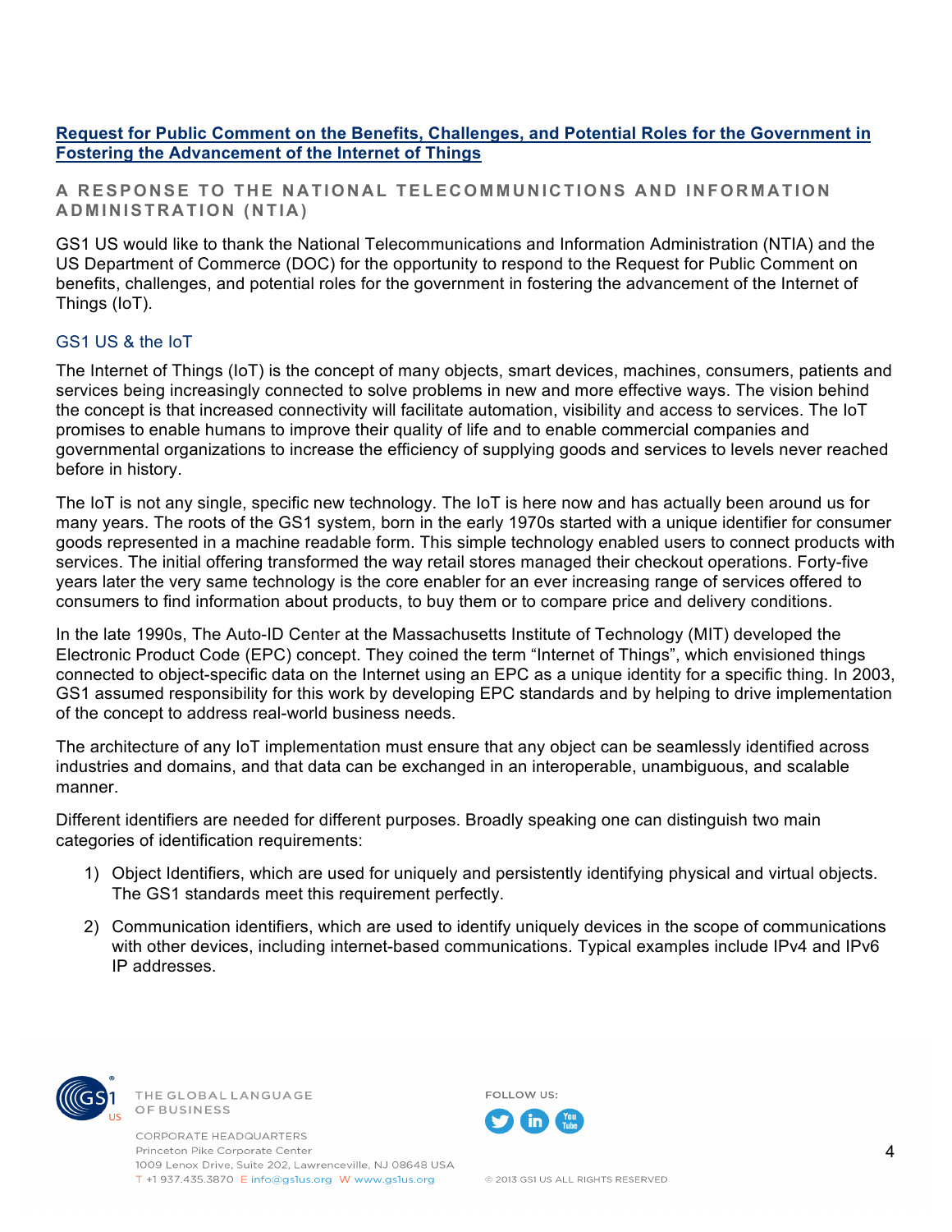**[Request for Public Comment on the Benefits, Challenges, and Potential Roles for the Government in Fostering the Advancement of the Internet of Things](#)**

## A RESPONSE TO THE NATIONAL TELECOMMUNICTIONS AND INFORMATION ADMINISTRATION (NTIA)

GS1 US would like to thank the National Telecommunications and Information Administration (NTIA) and the US Department of Commerce (DOC) for the opportunity to respond to the Request for Public Comment on benefits, challenges, and potential roles for the government in fostering the advancement of the Internet of Things (IoT).

### GS1 US & the IoT

The Internet of Things (IoT) is the concept of many objects, smart devices, machines, consumers, patients and services being increasingly connected to solve problems in new and more effective ways. The vision behind the concept is that increased connectivity will facilitate automation, visibility and access to services. The IoT promises to enable humans to improve their quality of life and to enable commercial companies and governmental organizations to increase the efficiency of supplying goods and services to levels never reached before in history.

The IoT is not any single, specific new technology. The IoT is here now and has actually been around us for many years. The roots of the GS1 system, born in the early 1970s started with a unique identifier for consumer goods represented in a machine readable form. This simple technology enabled users to connect products with services. The initial offering transformed the way retail stores managed their checkout operations. Forty-five years later the very same technology is the core enabler for an ever increasing range of services offered to consumers to find information about products, to buy them or to compare price and delivery conditions.

In the late 1990s, The Auto-ID Center at the Massachusetts Institute of Technology (MIT) developed the Electronic Product Code (EPC) concept. They coined the term "Internet of Things", which envisioned things connected to object-specific data on the Internet using an EPC as a unique identity for a specific thing. In 2003, GS1 assumed responsibility for this work by developing EPC standards and by helping to drive implementation of the concept to address real-world business needs.

The architecture of any IoT implementation must ensure that any object can be seamlessly identified across industries and domains, and that data can be exchanged in an interoperable, unambiguous, and scalable manner.

Different identifiers are needed for different purposes. Broadly speaking one can distinguish two main categories of identification requirements:

1) Object Identifiers, which are used for uniquely and persistently identifying physical and virtual objects. The GS1 standards meet this requirement perfectly.

2) Communication identifiers, which are used to identify uniquely devices in the scope of communications with other devices, including internet-based communications. Typical examples include IPv4 and IPv6 IP addresses.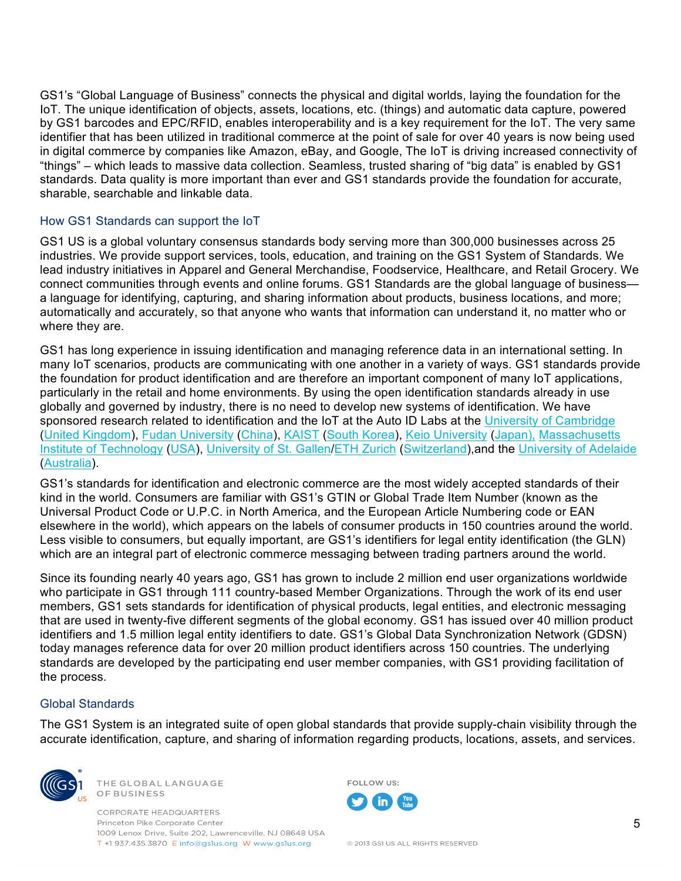GS1's "Global Language of Business" connects the physical and digital worlds, laying the foundation for the IoT. The unique identification of objects, assets, locations, etc. (things) and automatic data capture, powered by GS1 barcodes and EPC/RFID, enables interoperability and is a key requirement for the IoT. The very same identifier that has been utilized in traditional commerce at the point of sale for over 40 years is now being used in digital commerce by companies like Amazon, eBay, and Google, The IoT is driving increased connectivity of "things" – which leads to massive data collection. Seamless, trusted sharing of "big data" is enabled by GS1 standards. Data quality is more important than ever and GS1 standards provide the foundation for accurate, sharable, searchable and linkable data.

## How GS1 Standards can support the IoT

GS1 US is a global voluntary consensus standards body serving more than 300,000 businesses across 25 industries. We provide support services, tools, education, and training on the GS1 System of Standards. We lead industry initiatives in Apparel and General Merchandise, Foodservice, Healthcare, and Retail Grocery. We connect communities through events and online forums. GS1 Standards are the global language of business—a language for identifying, capturing, and sharing information about products, business locations, and more; automatically and accurately, so that anyone who wants that information can understand it, no matter who or where they are.

GS1 has long experience in issuing identification and managing reference data in an international setting. In many IoT scenarios, products are communicating with one another in a variety of ways. GS1 standards provide the foundation for product identification and are therefore an important component of many IoT applications, particularly in the retail and home environments. By using the open identification standards already in use globally and governed by industry, there is no need to develop new systems of identification. We have sponsored research related to identification and the IoT at the Auto ID Labs at the University of Cambridge (United Kingdom), Fudan University (China), KAIST (South Korea), Keio University (Japan), Massachusetts Institute of Technology (USA), University of St. Gallen/ETH Zurich (Switzerland),and the University of Adelaide (Australia).

GS1's standards for identification and electronic commerce are the most widely accepted standards of their kind in the world. Consumers are familiar with GS1's GTIN or Global Trade Item Number (known as the Universal Product Code or U.P.C. in North America, and the European Article Numbering code or EAN elsewhere in the world), which appears on the labels of consumer products in 150 countries around the world. Less visible to consumers, but equally important, are GS1's identifiers for legal entity identification (the GLN) which are an integral part of electronic commerce messaging between trading partners around the world.

Since its founding nearly 40 years ago, GS1 has grown to include 2 million end user organizations worldwide who participate in GS1 through 111 country-based Member Organizations. Through the work of its end user members, GS1 sets standards for identification of physical products, legal entities, and electronic messaging that are used in twenty-five different segments of the global economy. GS1 has issued over 40 million product identifiers and 1.5 million legal entity identifiers to date. GS1's Global Data Synchronization Network (GDSN) today manages reference data for over 20 million product identifiers across 150 countries. The underlying standards are developed by the participating end user member companies, with GS1 providing facilitation of the process.

## Global Standards

The GS1 System is an integrated suite of open global standards that provide supply-chain visibility through the accurate identification, capture, and sharing of information regarding products, locations, assets, and services.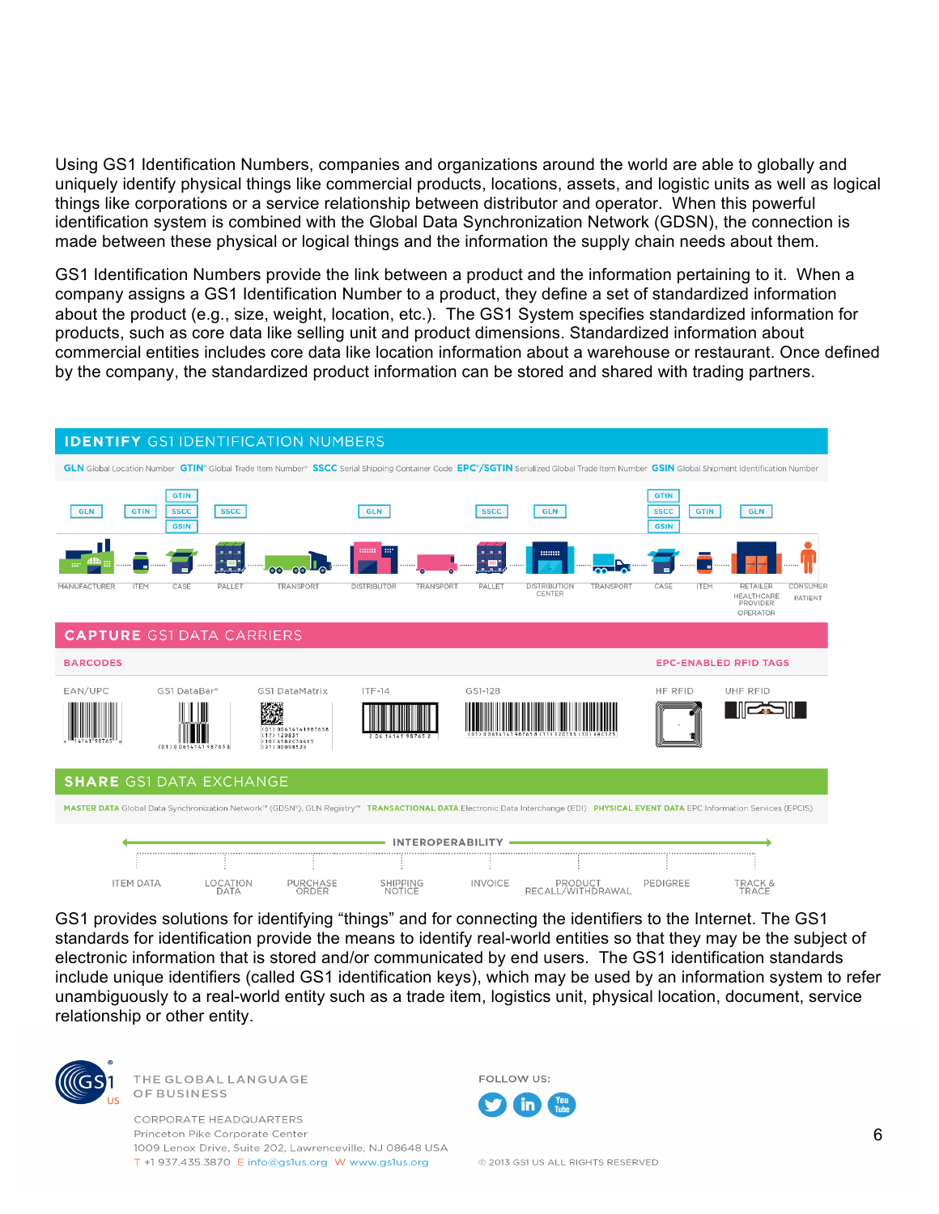Using GS1 Identification Numbers, companies and organizations around the world are able to globally and uniquely identify physical things like commercial products, locations, assets, and logistic units as well as logical things like corporations or a service relationship between distributor and operator. When this powerful identification system is combined with the Global Data Synchronization Network (GDSN), the connection is made between these physical or logical things and the information the supply chain needs about them.

GS1 Identification Numbers provide the link between a product and the information pertaining to it. When a company assigns a GS1 Identification Number to a product, they define a set of standardized information about the product (e.g., size, weight, location, etc.). The GS1 System specifies standardized information for products, such as core data like selling unit and product dimensions. Standardized information about commercial entities includes core data like location information about a warehouse or restaurant. Once defined by the company, the standardized product information can be stored and shared with trading partners.

## IDENTIFY GS1 IDENTIFICATION NUMBERS

**GLN** Global Location Number **GTIN**® Global Trade Item Number® **SSCC** Serial Shipping Container Code **EPC®/SGTIN** Serialized Global Trade Item Number **GSIN** Global Shipment Identification Number

| GLN | GTIN | GTIN / SSCC / GSIN | SSCC | | GLN | | SSCC | GLN | | GTIN / SSCC / GSIN | GTIN | GLN | |
|---|---|---|---|---|---|---|---|---|---|---|---|---|---|
| MANUFACTURER | ITEM | CASE | PALLET | TRANSPORT | DISTRIBUTOR | TRANSPORT | PALLET | DISTRIBUTION CENTER | TRANSPORT | CASE | ITEM | RETAILER / HEALTHCARE PROVIDER / OPERATOR | CONSUMER / PATIENT |

## CAPTURE GS1 DATA CARRIERS

**BARCODES**: EAN/UPC, GS1 DataBar®, GS1 DataMatrix, ITF-14, GS1-128

**EPC-ENABLED RFID TAGS**: HF RFID, UHF RFID

## SHARE GS1 DATA EXCHANGE

**MASTER DATA** Global Data Synchronization Network™ (GDSN®), GLN Registry™ **TRANSACTIONAL DATA** Electronic Data Interchange (EDI) **PHYSICAL EVENT DATA** EPC Information Services (EPCIS)

**INTEROPERABILITY**

ITEM DATA · LOCATION DATA · PURCHASE ORDER · SHIPPING NOTICE · INVOICE · PRODUCT RECALL/WITHDRAWAL · PEDIGREE · TRACK & TRACE

GS1 provides solutions for identifying "things" and for connecting the identifiers to the Internet. The GS1 standards for identification provide the means to identify real-world entities so that they may be the subject of electronic information that is stored and/or communicated by end users. The GS1 identification standards include unique identifiers (called GS1 identification keys), which may be used by an information system to refer unambiguously to a real-world entity such as a trade item, logistics unit, physical location, document, service relationship or other entity.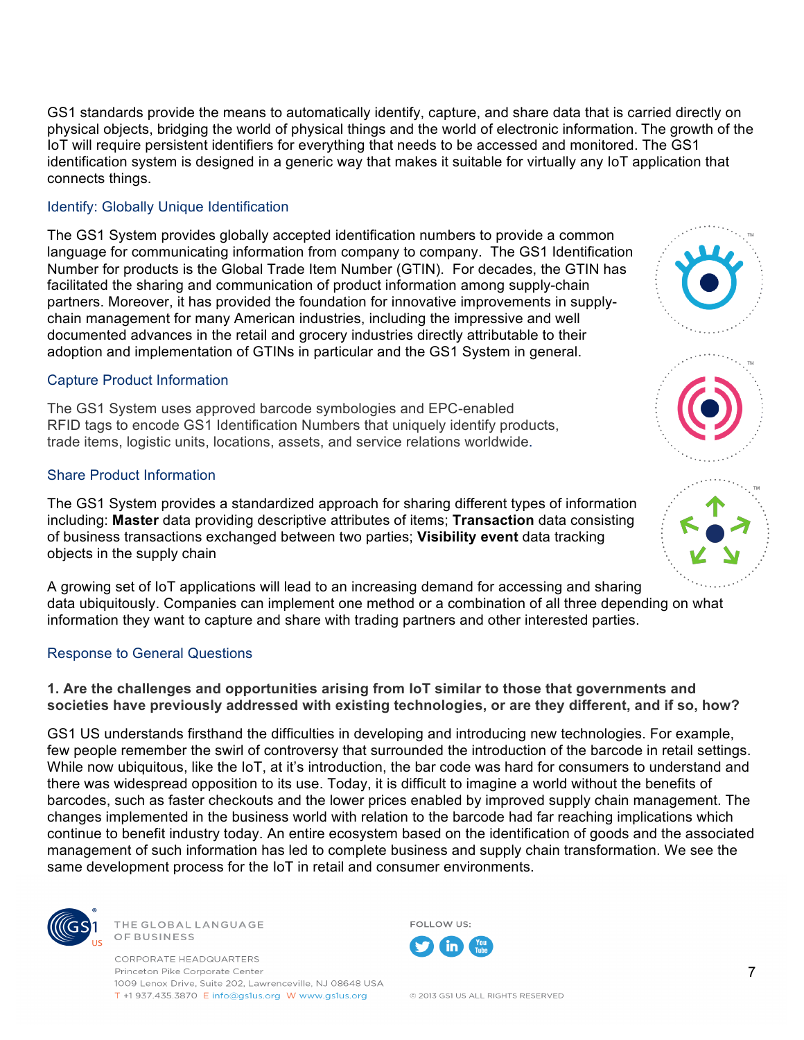GS1 standards provide the means to automatically identify, capture, and share data that is carried directly on physical objects, bridging the world of physical things and the world of electronic information. The growth of the IoT will require persistent identifiers for everything that needs to be accessed and monitored. The GS1 identification system is designed in a generic way that makes it suitable for virtually any IoT application that connects things.

### Identify: Globally Unique Identification

The GS1 System provides globally accepted identification numbers to provide a common language for communicating information from company to company. The GS1 Identification Number for products is the Global Trade Item Number (GTIN). For decades, the GTIN has facilitated the sharing and communication of product information among supply-chain partners. Moreover, it has provided the foundation for innovative improvements in supply-chain management for many American industries, including the impressive and well documented advances in the retail and grocery industries directly attributable to their adoption and implementation of GTINs in particular and the GS1 System in general.

### Capture Product Information

The GS1 System uses approved barcode symbologies and EPC-enabled RFID tags to encode GS1 Identification Numbers that uniquely identify products, trade items, logistic units, locations, assets, and service relations worldwide.

### Share Product Information

The GS1 System provides a standardized approach for sharing different types of information including: **Master** data providing descriptive attributes of items; **Transaction** data consisting of business transactions exchanged between two parties; **Visibility event** data tracking objects in the supply chain

A growing set of IoT applications will lead to an increasing demand for accessing and sharing data ubiquitously. Companies can implement one method or a combination of all three depending on what information they want to capture and share with trading partners and other interested parties.

### Response to General Questions

**1. Are the challenges and opportunities arising from IoT similar to those that governments and societies have previously addressed with existing technologies, or are they different, and if so, how?**

GS1 US understands firsthand the difficulties in developing and introducing new technologies. For example, few people remember the swirl of controversy that surrounded the introduction of the barcode in retail settings. While now ubiquitous, like the IoT, at it's introduction, the bar code was hard for consumers to understand and there was widespread opposition to its use. Today, it is difficult to imagine a world without the benefits of barcodes, such as faster checkouts and the lower prices enabled by improved supply chain management. The changes implemented in the business world with relation to the barcode had far reaching implications which continue to benefit industry today. An entire ecosystem based on the identification of goods and the associated management of such information has led to complete business and supply chain transformation. We see the same development process for the IoT in retail and consumer environments.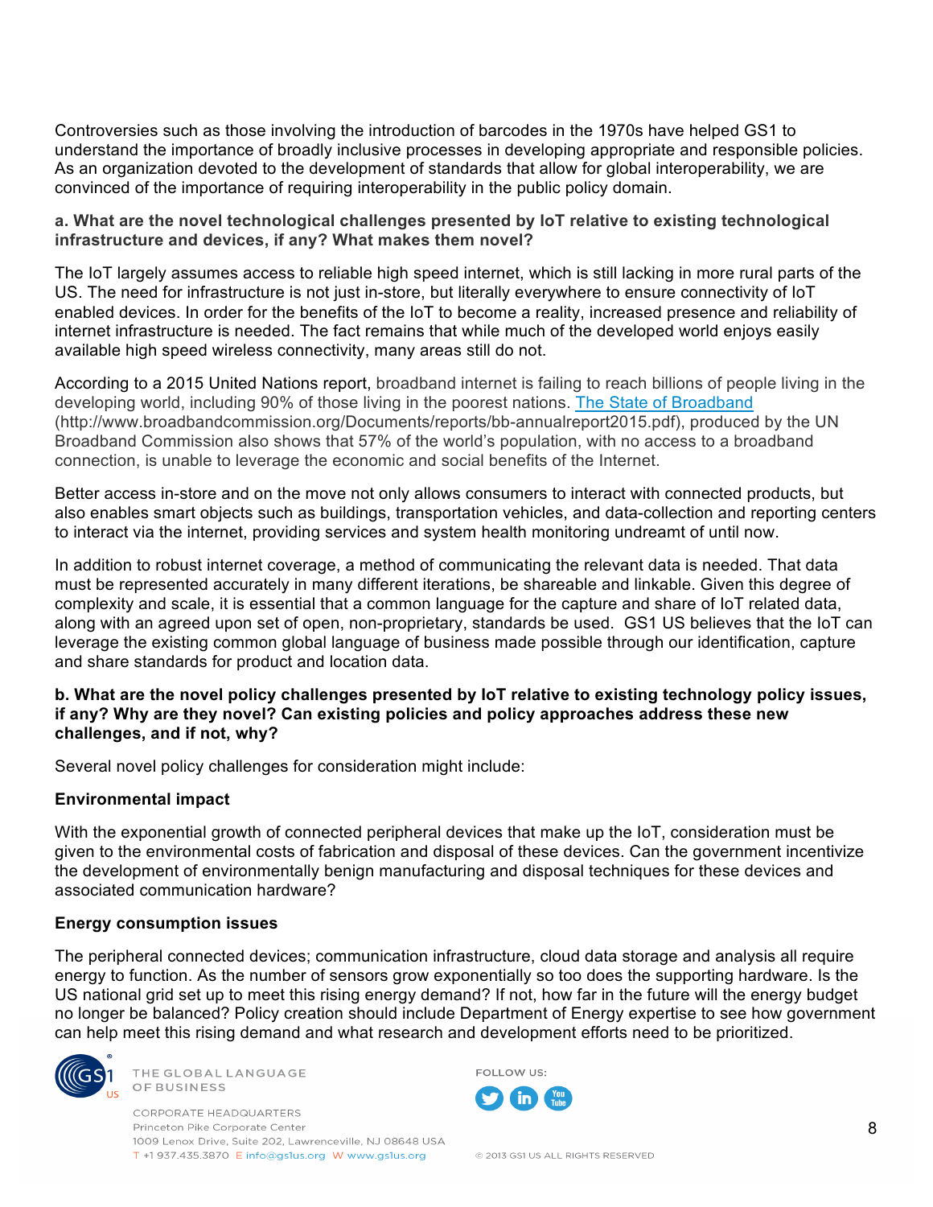Controversies such as those involving the introduction of barcodes in the 1970s have helped GS1 to understand the importance of broadly inclusive processes in developing appropriate and responsible policies. As an organization devoted to the development of standards that allow for global interoperability, we are convinced of the importance of requiring interoperability in the public policy domain.

**a. What are the novel technological challenges presented by IoT relative to existing technological infrastructure and devices, if any? What makes them novel?**

The IoT largely assumes access to reliable high speed internet, which is still lacking in more rural parts of the US. The need for infrastructure is not just in-store, but literally everywhere to ensure connectivity of IoT enabled devices. In order for the benefits of the IoT to become a reality, increased presence and reliability of internet infrastructure is needed. The fact remains that while much of the developed world enjoys easily available high speed wireless connectivity, many areas still do not.

According to a 2015 United Nations report, broadband internet is failing to reach billions of people living in the developing world, including 90% of those living in the poorest nations. [The State of Broadband](http://www.broadbandcommission.org/Documents/reports/bb-annualreport2015.pdf) (http://www.broadbandcommission.org/Documents/reports/bb-annualreport2015.pdf), produced by the UN Broadband Commission also shows that 57% of the world's population, with no access to a broadband connection, is unable to leverage the economic and social benefits of the Internet.

Better access in-store and on the move not only allows consumers to interact with connected products, but also enables smart objects such as buildings, transportation vehicles, and data-collection and reporting centers to interact via the internet, providing services and system health monitoring undreamt of until now.

In addition to robust internet coverage, a method of communicating the relevant data is needed. That data must be represented accurately in many different iterations, be shareable and linkable. Given this degree of complexity and scale, it is essential that a common language for the capture and share of IoT related data, along with an agreed upon set of open, non-proprietary, standards be used. GS1 US believes that the IoT can leverage the existing common global language of business made possible through our identification, capture and share standards for product and location data.

**b. What are the novel policy challenges presented by IoT relative to existing technology policy issues, if any? Why are they novel? Can existing policies and policy approaches address these new challenges, and if not, why?**

Several novel policy challenges for consideration might include:

**Environmental impact**

With the exponential growth of connected peripheral devices that make up the IoT, consideration must be given to the environmental costs of fabrication and disposal of these devices. Can the government incentivize the development of environmentally benign manufacturing and disposal techniques for these devices and associated communication hardware?

**Energy consumption issues**

The peripheral connected devices; communication infrastructure, cloud data storage and analysis all require energy to function. As the number of sensors grow exponentially so too does the supporting hardware. Is the US national grid set up to meet this rising energy demand? If not, how far in the future will the energy budget no longer be balanced? Policy creation should include Department of Energy expertise to see how government can help meet this rising demand and what research and development efforts need to be prioritized.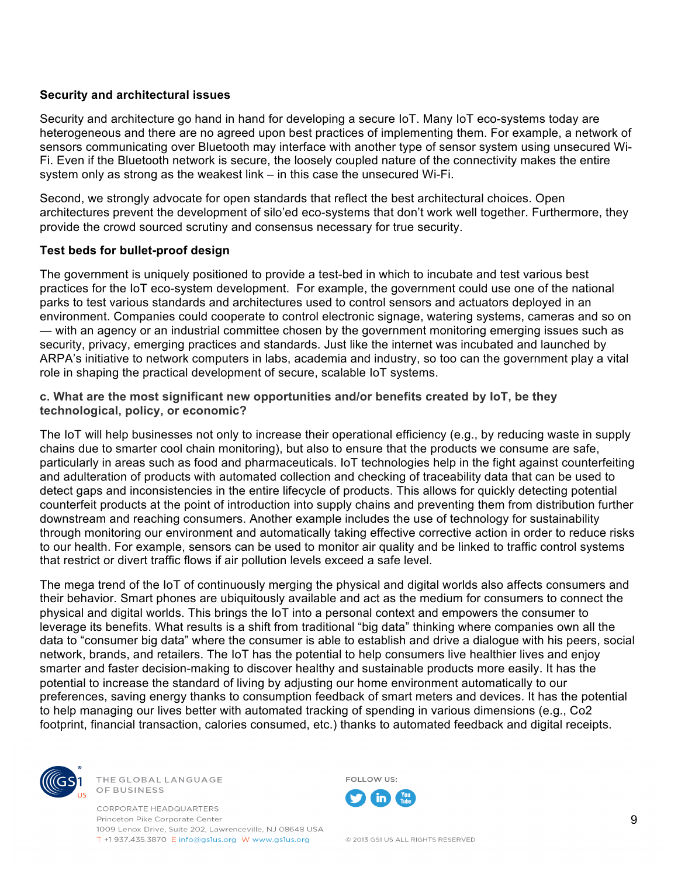**Security and architectural issues**

Security and architecture go hand in hand for developing a secure IoT. Many IoT eco-systems today are heterogeneous and there are no agreed upon best practices of implementing them. For example, a network of sensors communicating over Bluetooth may interface with another type of sensor system using unsecured Wi-Fi. Even if the Bluetooth network is secure, the loosely coupled nature of the connectivity makes the entire system only as strong as the weakest link – in this case the unsecured Wi-Fi.

Second, we strongly advocate for open standards that reflect the best architectural choices. Open architectures prevent the development of silo'ed eco-systems that don't work well together. Furthermore, they provide the crowd sourced scrutiny and consensus necessary for true security.

**Test beds for bullet-proof design**

The government is uniquely positioned to provide a test-bed in which to incubate and test various best practices for the IoT eco-system development. For example, the government could use one of the national parks to test various standards and architectures used to control sensors and actuators deployed in an environment. Companies could cooperate to control electronic signage, watering systems, cameras and so on — with an agency or an industrial committee chosen by the government monitoring emerging issues such as security, privacy, emerging practices and standards. Just like the internet was incubated and launched by ARPA's initiative to network computers in labs, academia and industry, so too can the government play a vital role in shaping the practical development of secure, scalable IoT systems.

**c. What are the most significant new opportunities and/or benefits created by IoT, be they technological, policy, or economic?**

The IoT will help businesses not only to increase their operational efficiency (e.g., by reducing waste in supply chains due to smarter cool chain monitoring), but also to ensure that the products we consume are safe, particularly in areas such as food and pharmaceuticals. IoT technologies help in the fight against counterfeiting and adulteration of products with automated collection and checking of traceability data that can be used to detect gaps and inconsistencies in the entire lifecycle of products. This allows for quickly detecting potential counterfeit products at the point of introduction into supply chains and preventing them from distribution further downstream and reaching consumers. Another example includes the use of technology for sustainability through monitoring our environment and automatically taking effective corrective action in order to reduce risks to our health. For example, sensors can be used to monitor air quality and be linked to traffic control systems that restrict or divert traffic flows if air pollution levels exceed a safe level.

The mega trend of the IoT of continuously merging the physical and digital worlds also affects consumers and their behavior. Smart phones are ubiquitously available and act as the medium for consumers to connect the physical and digital worlds. This brings the IoT into a personal context and empowers the consumer to leverage its benefits. What results is a shift from traditional "big data" thinking where companies own all the data to "consumer big data" where the consumer is able to establish and drive a dialogue with his peers, social network, brands, and retailers. The IoT has the potential to help consumers live healthier lives and enjoy smarter and faster decision-making to discover healthy and sustainable products more easily. It has the potential to increase the standard of living by adjusting our home environment automatically to our preferences, saving energy thanks to consumption feedback of smart meters and devices. It has the potential to help managing our lives better with automated tracking of spending in various dimensions (e.g., Co2 footprint, financial transaction, calories consumed, etc.) thanks to automated feedback and digital receipts.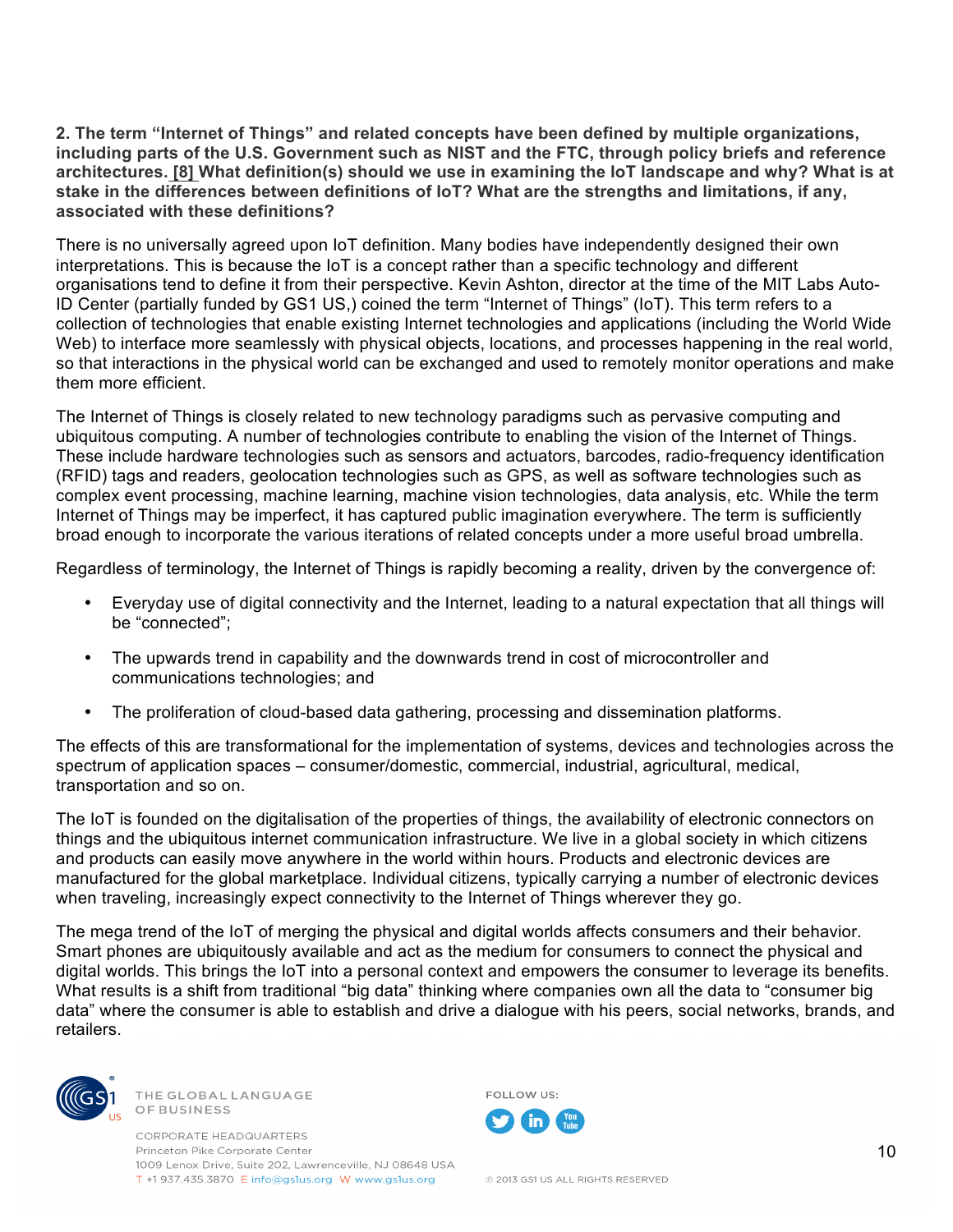**2. The term "Internet of Things" and related concepts have been defined by multiple organizations, including parts of the U.S. Government such as NIST and the FTC, through policy briefs and reference architectures. [8] What definition(s) should we use in examining the IoT landscape and why? What is at stake in the differences between definitions of IoT? What are the strengths and limitations, if any, associated with these definitions?**

There is no universally agreed upon IoT definition. Many bodies have independently designed their own interpretations. This is because the IoT is a concept rather than a specific technology and different organisations tend to define it from their perspective. Kevin Ashton, director at the time of the MIT Labs Auto-ID Center (partially funded by GS1 US,) coined the term "Internet of Things" (IoT). This term refers to a collection of technologies that enable existing Internet technologies and applications (including the World Wide Web) to interface more seamlessly with physical objects, locations, and processes happening in the real world, so that interactions in the physical world can be exchanged and used to remotely monitor operations and make them more efficient.

The Internet of Things is closely related to new technology paradigms such as pervasive computing and ubiquitous computing. A number of technologies contribute to enabling the vision of the Internet of Things. These include hardware technologies such as sensors and actuators, barcodes, radio-frequency identification (RFID) tags and readers, geolocation technologies such as GPS, as well as software technologies such as complex event processing, machine learning, machine vision technologies, data analysis, etc. While the term Internet of Things may be imperfect, it has captured public imagination everywhere. The term is sufficiently broad enough to incorporate the various iterations of related concepts under a more useful broad umbrella.

Regardless of terminology, the Internet of Things is rapidly becoming a reality, driven by the convergence of:

- Everyday use of digital connectivity and the Internet, leading to a natural expectation that all things will be "connected";
- The upwards trend in capability and the downwards trend in cost of microcontroller and communications technologies; and
- The proliferation of cloud-based data gathering, processing and dissemination platforms.

The effects of this are transformational for the implementation of systems, devices and technologies across the spectrum of application spaces – consumer/domestic, commercial, industrial, agricultural, medical, transportation and so on.

The IoT is founded on the digitalisation of the properties of things, the availability of electronic connectors on things and the ubiquitous internet communication infrastructure. We live in a global society in which citizens and products can easily move anywhere in the world within hours. Products and electronic devices are manufactured for the global marketplace. Individual citizens, typically carrying a number of electronic devices when traveling, increasingly expect connectivity to the Internet of Things wherever they go.

The mega trend of the IoT of merging the physical and digital worlds affects consumers and their behavior. Smart phones are ubiquitously available and act as the medium for consumers to connect the physical and digital worlds. This brings the IoT into a personal context and empowers the consumer to leverage its benefits. What results is a shift from traditional "big data" thinking where companies own all the data to "consumer big data" where the consumer is able to establish and drive a dialogue with his peers, social networks, brands, and retailers.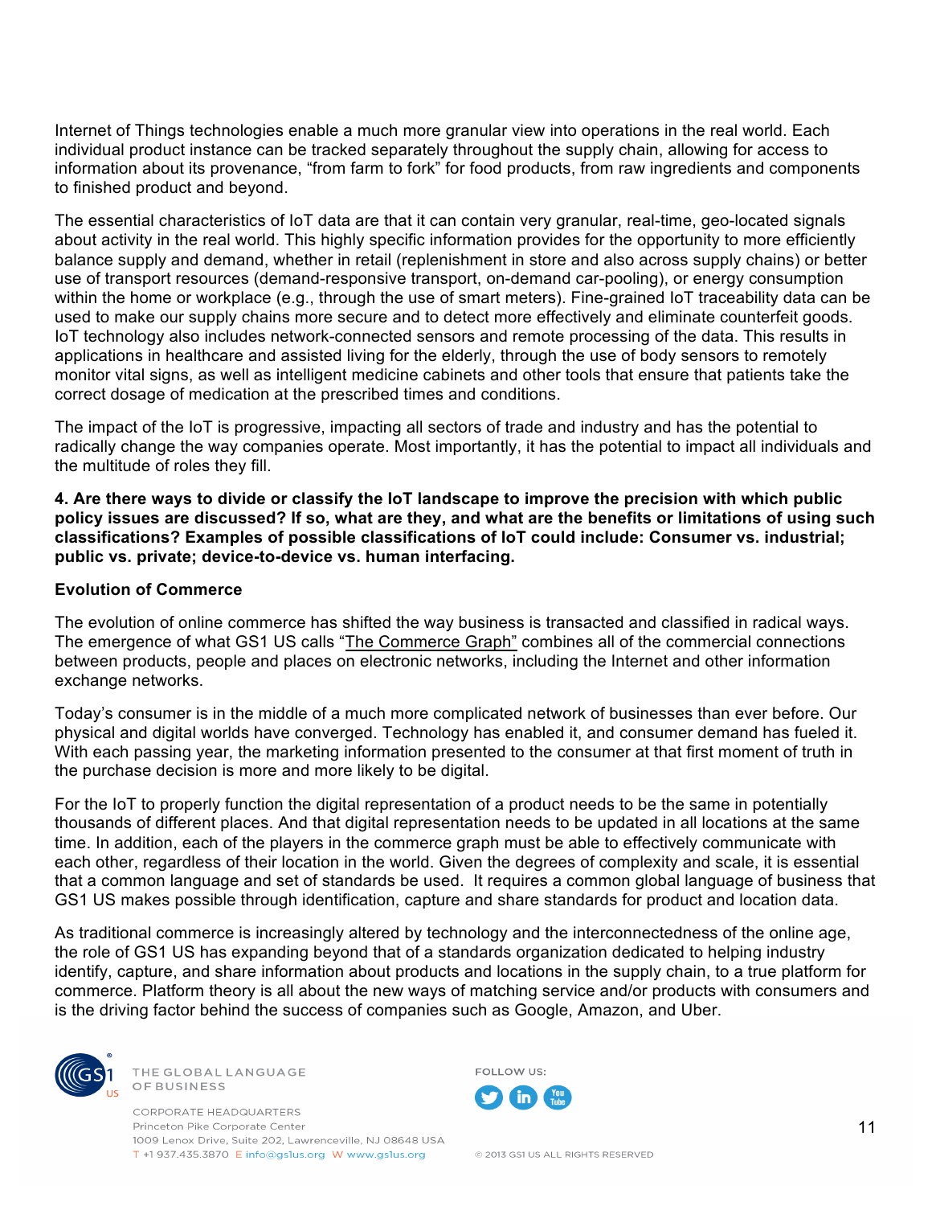Internet of Things technologies enable a much more granular view into operations in the real world. Each individual product instance can be tracked separately throughout the supply chain, allowing for access to information about its provenance, "from farm to fork" for food products, from raw ingredients and components to finished product and beyond.

The essential characteristics of IoT data are that it can contain very granular, real-time, geo-located signals about activity in the real world. This highly specific information provides for the opportunity to more efficiently balance supply and demand, whether in retail (replenishment in store and also across supply chains) or better use of transport resources (demand-responsive transport, on-demand car-pooling), or energy consumption within the home or workplace (e.g., through the use of smart meters). Fine-grained IoT traceability data can be used to make our supply chains more secure and to detect more effectively and eliminate counterfeit goods. IoT technology also includes network-connected sensors and remote processing of the data. This results in applications in healthcare and assisted living for the elderly, through the use of body sensors to remotely monitor vital signs, as well as intelligent medicine cabinets and other tools that ensure that patients take the correct dosage of medication at the prescribed times and conditions.

The impact of the IoT is progressive, impacting all sectors of trade and industry and has the potential to radically change the way companies operate. Most importantly, it has the potential to impact all individuals and the multitude of roles they fill.

**4. Are there ways to divide or classify the IoT landscape to improve the precision with which public policy issues are discussed? If so, what are they, and what are the benefits or limitations of using such classifications? Examples of possible classifications of IoT could include: Consumer vs. industrial; public vs. private; device-to-device vs. human interfacing.**

**Evolution of Commerce**

The evolution of online commerce has shifted the way business is transacted and classified in radical ways. The emergence of what GS1 US calls "The Commerce Graph" combines all of the commercial connections between products, people and places on electronic networks, including the Internet and other information exchange networks.

Today's consumer is in the middle of a much more complicated network of businesses than ever before. Our physical and digital worlds have converged. Technology has enabled it, and consumer demand has fueled it. With each passing year, the marketing information presented to the consumer at that first moment of truth in the purchase decision is more and more likely to be digital.

For the IoT to properly function the digital representation of a product needs to be the same in potentially thousands of different places. And that digital representation needs to be updated in all locations at the same time. In addition, each of the players in the commerce graph must be able to effectively communicate with each other, regardless of their location in the world. Given the degrees of complexity and scale, it is essential that a common language and set of standards be used. It requires a common global language of business that GS1 US makes possible through identification, capture and share standards for product and location data.

As traditional commerce is increasingly altered by technology and the interconnectedness of the online age, the role of GS1 US has expanding beyond that of a standards organization dedicated to helping industry identify, capture, and share information about products and locations in the supply chain, to a true platform for commerce. Platform theory is all about the new ways of matching service and/or products with consumers and is the driving factor behind the success of companies such as Google, Amazon, and Uber.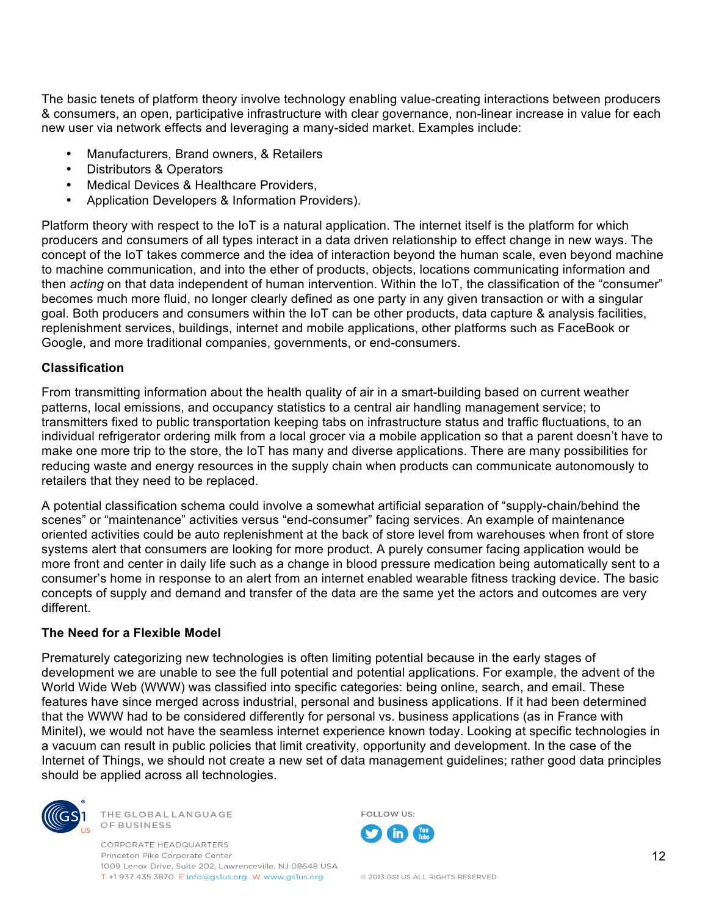The basic tenets of platform theory involve technology enabling value-creating interactions between producers & consumers, an open, participative infrastructure with clear governance, non-linear increase in value for each new user via network effects and leveraging a many-sided market. Examples include:

- Manufacturers, Brand owners, & Retailers
- Distributors & Operators
- Medical Devices & Healthcare Providers,
- Application Developers & Information Providers).

Platform theory with respect to the IoT is a natural application. The internet itself is the platform for which producers and consumers of all types interact in a data driven relationship to effect change in new ways. The concept of the IoT takes commerce and the idea of interaction beyond the human scale, even beyond machine to machine communication, and into the ether of products, objects, locations communicating information and then *acting* on that data independent of human intervention. Within the IoT, the classification of the "consumer" becomes much more fluid, no longer clearly defined as one party in any given transaction or with a singular goal. Both producers and consumers within the IoT can be other products, data capture & analysis facilities, replenishment services, buildings, internet and mobile applications, other platforms such as FaceBook or Google, and more traditional companies, governments, or end-consumers.

**Classification**

From transmitting information about the health quality of air in a smart-building based on current weather patterns, local emissions, and occupancy statistics to a central air handling management service; to transmitters fixed to public transportation keeping tabs on infrastructure status and traffic fluctuations, to an individual refrigerator ordering milk from a local grocer via a mobile application so that a parent doesn't have to make one more trip to the store, the IoT has many and diverse applications. There are many possibilities for reducing waste and energy resources in the supply chain when products can communicate autonomously to retailers that they need to be replaced.

A potential classification schema could involve a somewhat artificial separation of "supply-chain/behind the scenes" or "maintenance" activities versus "end-consumer" facing services. An example of maintenance oriented activities could be auto replenishment at the back of store level from warehouses when front of store systems alert that consumers are looking for more product. A purely consumer facing application would be more front and center in daily life such as a change in blood pressure medication being automatically sent to a consumer's home in response to an alert from an internet enabled wearable fitness tracking device. The basic concepts of supply and demand and transfer of the data are the same yet the actors and outcomes are very different.

**The Need for a Flexible Model**

Prematurely categorizing new technologies is often limiting potential because in the early stages of development we are unable to see the full potential and potential applications. For example, the advent of the World Wide Web (WWW) was classified into specific categories: being online, search, and email. These features have since merged across industrial, personal and business applications. If it had been determined that the WWW had to be considered differently for personal vs. business applications (as in France with Minitel), we would not have the seamless internet experience known today. Looking at specific technologies in a vacuum can result in public policies that limit creativity, opportunity and development. In the case of the Internet of Things, we should not create a new set of data management guidelines; rather good data principles should be applied across all technologies.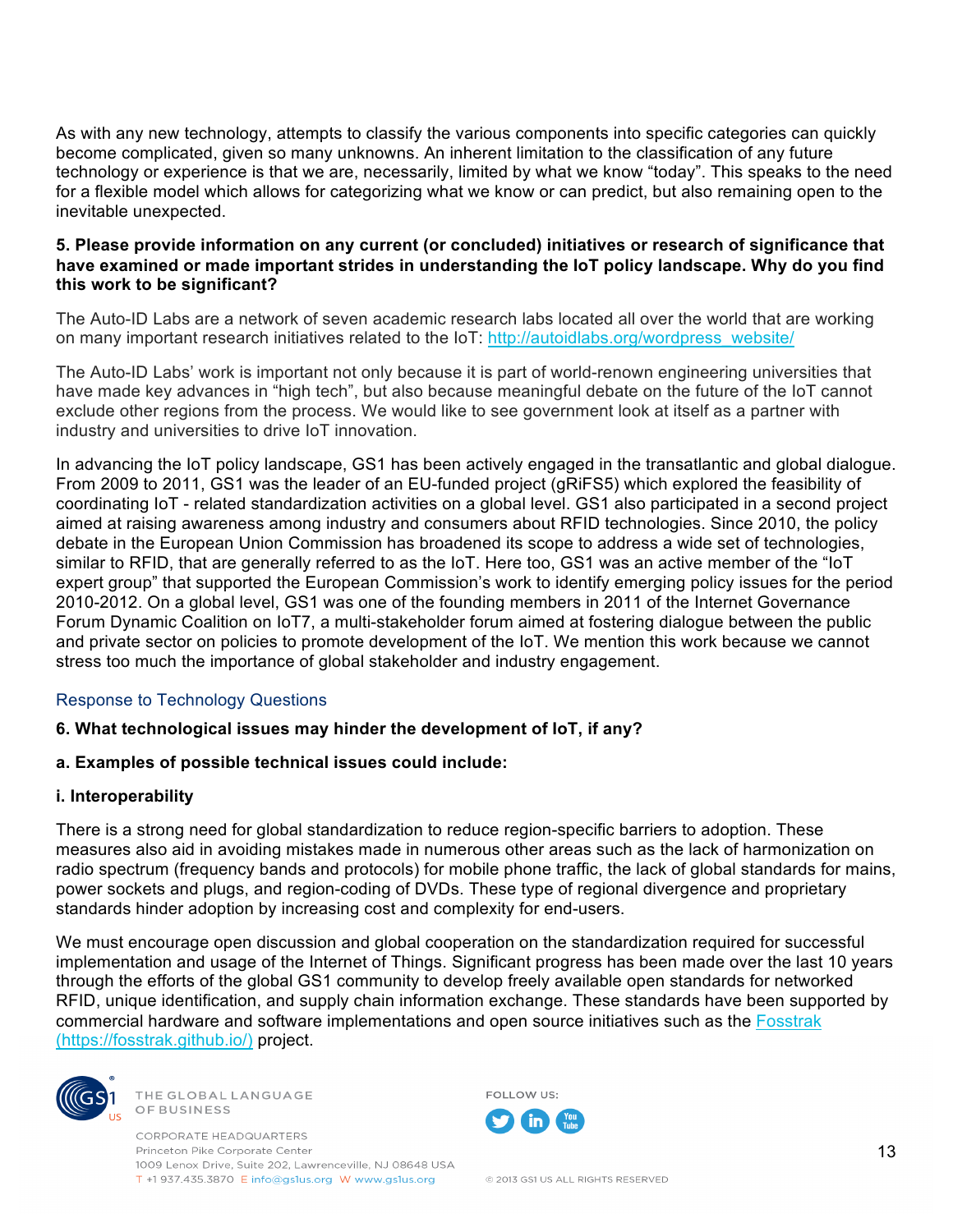As with any new technology, attempts to classify the various components into specific categories can quickly become complicated, given so many unknowns. An inherent limitation to the classification of any future technology or experience is that we are, necessarily, limited by what we know “today”. This speaks to the need for a flexible model which allows for categorizing what we know or can predict, but also remaining open to the inevitable unexpected.

**5. Please provide information on any current (or concluded) initiatives or research of significance that have examined or made important strides in understanding the IoT policy landscape. Why do you find this work to be significant?**

The Auto-ID Labs are a network of seven academic research labs located all over the world that are working on many important research initiatives related to the IoT: [http://autoidlabs.org/wordpress_website/](http://autoidlabs.org/wordpress_website/)

The Auto-ID Labs’ work is important not only because it is part of world-renown engineering universities that have made key advances in “high tech”, but also because meaningful debate on the future of the IoT cannot exclude other regions from the process. We would like to see government look at itself as a partner with industry and universities to drive IoT innovation.

In advancing the IoT policy landscape, GS1 has been actively engaged in the transatlantic and global dialogue. From 2009 to 2011, GS1 was the leader of an EU-funded project (gRiFS5) which explored the feasibility of coordinating IoT - related standardization activities on a global level. GS1 also participated in a second project aimed at raising awareness among industry and consumers about RFID technologies. Since 2010, the policy debate in the European Union Commission has broadened its scope to address a wide set of technologies, similar to RFID, that are generally referred to as the IoT. Here too, GS1 was an active member of the “IoT expert group” that supported the European Commission’s work to identify emerging policy issues for the period 2010-2012. On a global level, GS1 was one of the founding members in 2011 of the Internet Governance Forum Dynamic Coalition on IoT7, a multi-stakeholder forum aimed at fostering dialogue between the public and private sector on policies to promote development of the IoT. We mention this work because we cannot stress too much the importance of global stakeholder and industry engagement.

## Response to Technology Questions

**6. What technological issues may hinder the development of IoT, if any?**

**a. Examples of possible technical issues could include:**

**i. Interoperability**

There is a strong need for global standardization to reduce region-specific barriers to adoption. These measures also aid in avoiding mistakes made in numerous other areas such as the lack of harmonization on radio spectrum (frequency bands and protocols) for mobile phone traffic, the lack of global standards for mains, power sockets and plugs, and region-coding of DVDs. These type of regional divergence and proprietary standards hinder adoption by increasing cost and complexity for end-users.

We must encourage open discussion and global cooperation on the standardization required for successful implementation and usage of the Internet of Things. Significant progress has been made over the last 10 years through the efforts of the global GS1 community to develop freely available open standards for networked RFID, unique identification, and supply chain information exchange. These standards have been supported by commercial hardware and software implementations and open source initiatives such as the [Fosstrak (https://fosstrak.github.io/)](https://fosstrak.github.io/) project.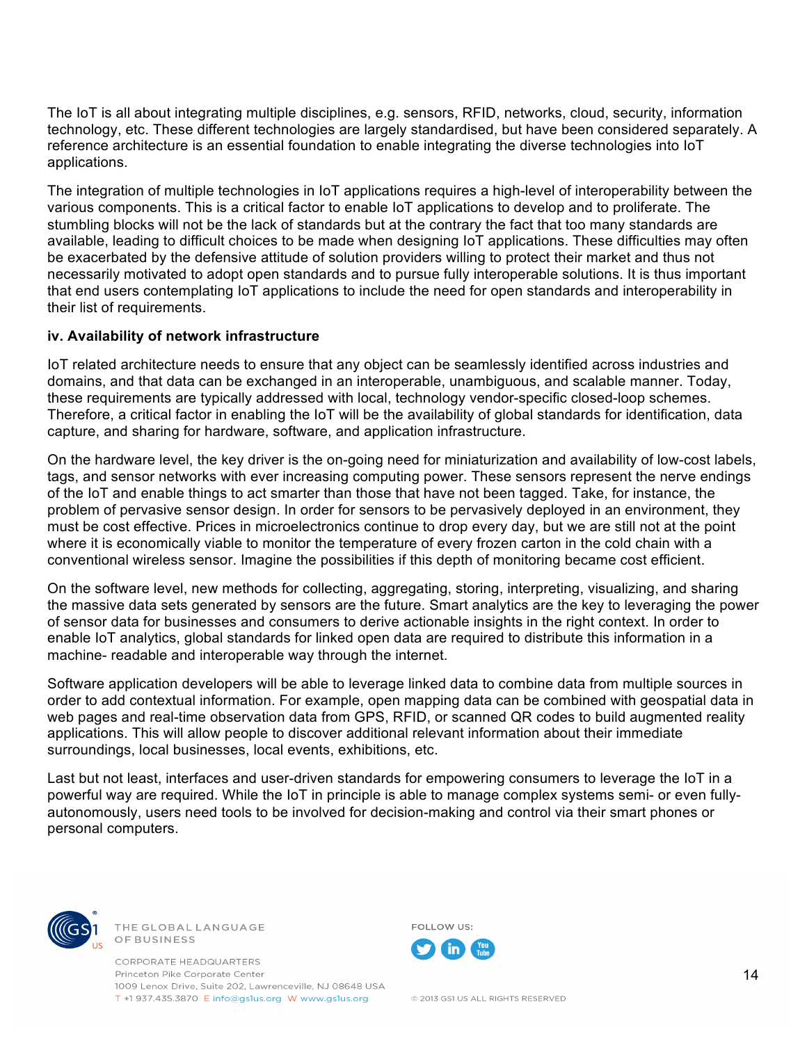The IoT is all about integrating multiple disciplines, e.g. sensors, RFID, networks, cloud, security, information technology, etc. These different technologies are largely standardised, but have been considered separately. A reference architecture is an essential foundation to enable integrating the diverse technologies into IoT applications.

The integration of multiple technologies in IoT applications requires a high-level of interoperability between the various components. This is a critical factor to enable IoT applications to develop and to proliferate. The stumbling blocks will not be the lack of standards but at the contrary the fact that too many standards are available, leading to difficult choices to be made when designing IoT applications. These difficulties may often be exacerbated by the defensive attitude of solution providers willing to protect their market and thus not necessarily motivated to adopt open standards and to pursue fully interoperable solutions. It is thus important that end users contemplating IoT applications to include the need for open standards and interoperability in their list of requirements.

**iv. Availability of network infrastructure**

IoT related architecture needs to ensure that any object can be seamlessly identified across industries and domains, and that data can be exchanged in an interoperable, unambiguous, and scalable manner. Today, these requirements are typically addressed with local, technology vendor-specific closed-loop schemes. Therefore, a critical factor in enabling the IoT will be the availability of global standards for identification, data capture, and sharing for hardware, software, and application infrastructure.

On the hardware level, the key driver is the on-going need for miniaturization and availability of low-cost labels, tags, and sensor networks with ever increasing computing power. These sensors represent the nerve endings of the IoT and enable things to act smarter than those that have not been tagged. Take, for instance, the problem of pervasive sensor design. In order for sensors to be pervasively deployed in an environment, they must be cost effective. Prices in microelectronics continue to drop every day, but we are still not at the point where it is economically viable to monitor the temperature of every frozen carton in the cold chain with a conventional wireless sensor. Imagine the possibilities if this depth of monitoring became cost efficient.

On the software level, new methods for collecting, aggregating, storing, interpreting, visualizing, and sharing the massive data sets generated by sensors are the future. Smart analytics are the key to leveraging the power of sensor data for businesses and consumers to derive actionable insights in the right context. In order to enable IoT analytics, global standards for linked open data are required to distribute this information in a machine- readable and interoperable way through the internet.

Software application developers will be able to leverage linked data to combine data from multiple sources in order to add contextual information. For example, open mapping data can be combined with geospatial data in web pages and real-time observation data from GPS, RFID, or scanned QR codes to build augmented reality applications. This will allow people to discover additional relevant information about their immediate surroundings, local businesses, local events, exhibitions, etc.

Last but not least, interfaces and user-driven standards for empowering consumers to leverage the IoT in a powerful way are required. While the IoT in principle is able to manage complex systems semi- or even fully-autonomously, users need tools to be involved for decision-making and control via their smart phones or personal computers.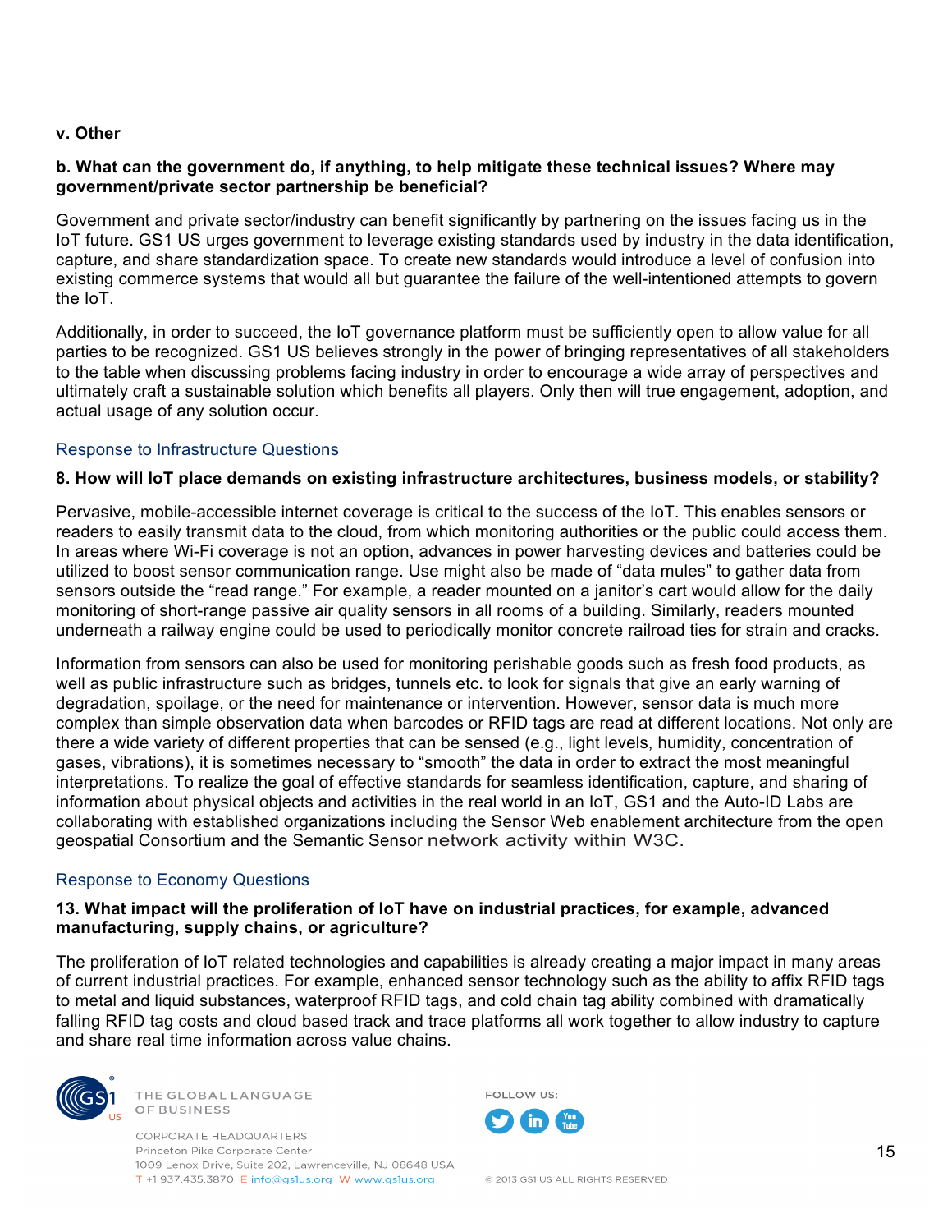**v. Other**

**b. What can the government do, if anything, to help mitigate these technical issues? Where may government/private sector partnership be beneficial?**

Government and private sector/industry can benefit significantly by partnering on the issues facing us in the IoT future. GS1 US urges government to leverage existing standards used by industry in the data identification, capture, and share standardization space. To create new standards would introduce a level of confusion into existing commerce systems that would all but guarantee the failure of the well-intentioned attempts to govern the IoT.

Additionally, in order to succeed, the IoT governance platform must be sufficiently open to allow value for all parties to be recognized. GS1 US believes strongly in the power of bringing representatives of all stakeholders to the table when discussing problems facing industry in order to encourage a wide array of perspectives and ultimately craft a sustainable solution which benefits all players. Only then will true engagement, adoption, and actual usage of any solution occur.

## Response to Infrastructure Questions

**8. How will IoT place demands on existing infrastructure architectures, business models, or stability?**

Pervasive, mobile-accessible internet coverage is critical to the success of the IoT. This enables sensors or readers to easily transmit data to the cloud, from which monitoring authorities or the public could access them. In areas where Wi-Fi coverage is not an option, advances in power harvesting devices and batteries could be utilized to boost sensor communication range. Use might also be made of "data mules" to gather data from sensors outside the "read range." For example, a reader mounted on a janitor's cart would allow for the daily monitoring of short-range passive air quality sensors in all rooms of a building. Similarly, readers mounted underneath a railway engine could be used to periodically monitor concrete railroad ties for strain and cracks.

Information from sensors can also be used for monitoring perishable goods such as fresh food products, as well as public infrastructure such as bridges, tunnels etc. to look for signals that give an early warning of degradation, spoilage, or the need for maintenance or intervention. However, sensor data is much more complex than simple observation data when barcodes or RFID tags are read at different locations. Not only are there a wide variety of different properties that can be sensed (e.g., light levels, humidity, concentration of gases, vibrations), it is sometimes necessary to "smooth" the data in order to extract the most meaningful interpretations. To realize the goal of effective standards for seamless identification, capture, and sharing of information about physical objects and activities in the real world in an IoT, GS1 and the Auto-ID Labs are collaborating with established organizations including the Sensor Web enablement architecture from the open geospatial Consortium and the Semantic Sensor network activity within W3C.

## Response to Economy Questions

**13. What impact will the proliferation of IoT have on industrial practices, for example, advanced manufacturing, supply chains, or agriculture?**

The proliferation of IoT related technologies and capabilities is already creating a major impact in many areas of current industrial practices. For example, enhanced sensor technology such as the ability to affix RFID tags to metal and liquid substances, waterproof RFID tags, and cold chain tag ability combined with dramatically falling RFID tag costs and cloud based track and trace platforms all work together to allow industry to capture and share real time information across value chains.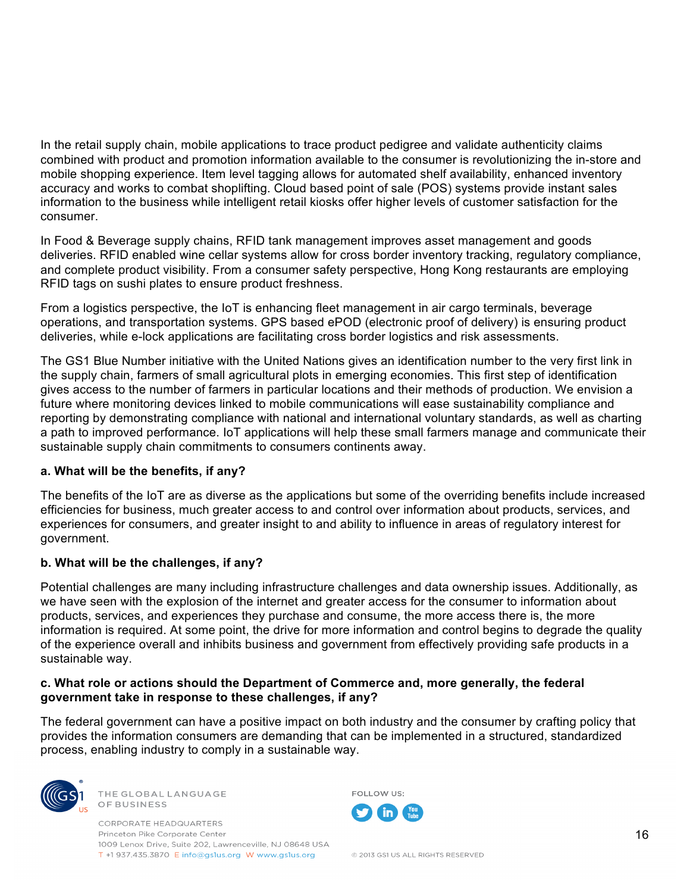In the retail supply chain, mobile applications to trace product pedigree and validate authenticity claims combined with product and promotion information available to the consumer is revolutionizing the in-store and mobile shopping experience. Item level tagging allows for automated shelf availability, enhanced inventory accuracy and works to combat shoplifting. Cloud based point of sale (POS) systems provide instant sales information to the business while intelligent retail kiosks offer higher levels of customer satisfaction for the consumer.

In Food & Beverage supply chains, RFID tank management improves asset management and goods deliveries. RFID enabled wine cellar systems allow for cross border inventory tracking, regulatory compliance, and complete product visibility. From a consumer safety perspective, Hong Kong restaurants are employing RFID tags on sushi plates to ensure product freshness.

From a logistics perspective, the IoT is enhancing fleet management in air cargo terminals, beverage operations, and transportation systems. GPS based ePOD (electronic proof of delivery) is ensuring product deliveries, while e-lock applications are facilitating cross border logistics and risk assessments.

The GS1 Blue Number initiative with the United Nations gives an identification number to the very first link in the supply chain, farmers of small agricultural plots in emerging economies. This first step of identification gives access to the number of farmers in particular locations and their methods of production. We envision a future where monitoring devices linked to mobile communications will ease sustainability compliance and reporting by demonstrating compliance with national and international voluntary standards, as well as charting a path to improved performance. IoT applications will help these small farmers manage and communicate their sustainable supply chain commitments to consumers continents away.

**a. What will be the benefits, if any?**

The benefits of the IoT are as diverse as the applications but some of the overriding benefits include increased efficiencies for business, much greater access to and control over information about products, services, and experiences for consumers, and greater insight to and ability to influence in areas of regulatory interest for government.

**b. What will be the challenges, if any?**

Potential challenges are many including infrastructure challenges and data ownership issues. Additionally, as we have seen with the explosion of the internet and greater access for the consumer to information about products, services, and experiences they purchase and consume, the more access there is, the more information is required. At some point, the drive for more information and control begins to degrade the quality of the experience overall and inhibits business and government from effectively providing safe products in a sustainable way.

**c. What role or actions should the Department of Commerce and, more generally, the federal government take in response to these challenges, if any?**

The federal government can have a positive impact on both industry and the consumer by crafting policy that provides the information consumers are demanding that can be implemented in a structured, standardized process, enabling industry to comply in a sustainable way.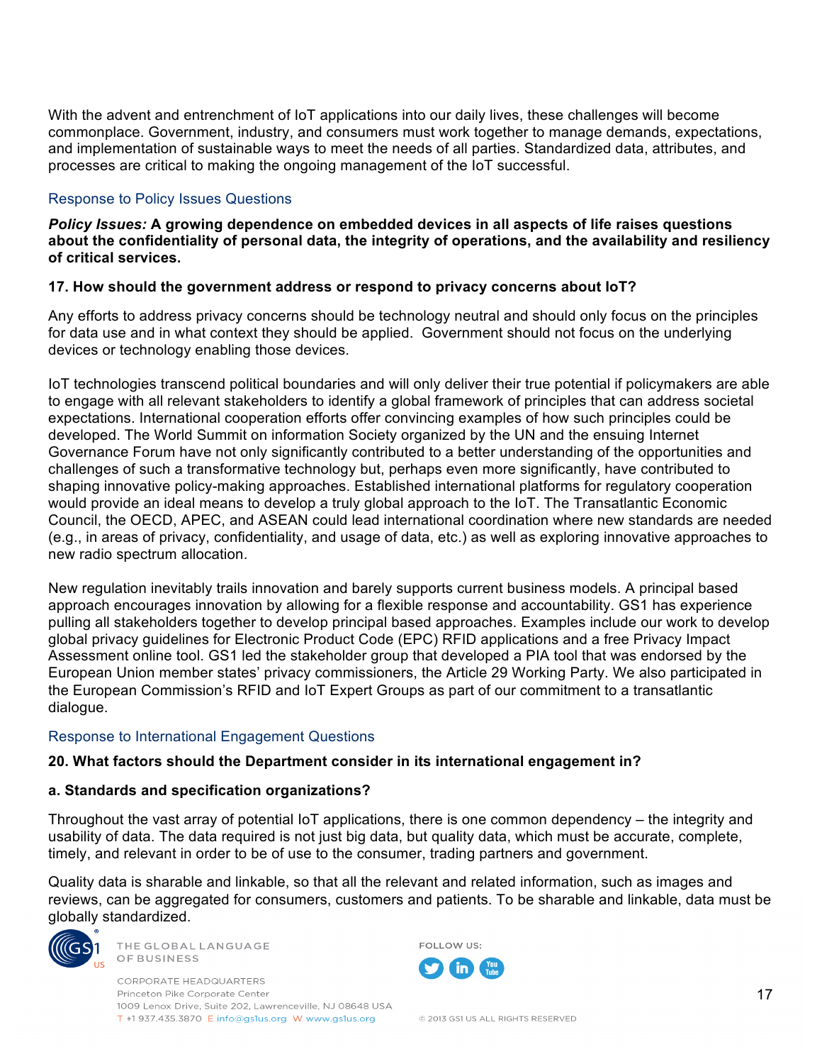With the advent and entrenchment of IoT applications into our daily lives, these challenges will become commonplace. Government, industry, and consumers must work together to manage demands, expectations, and implementation of sustainable ways to meet the needs of all parties. Standardized data, attributes, and processes are critical to making the ongoing management of the IoT successful.

## Response to Policy Issues Questions

***Policy Issues:*** **A growing dependence on embedded devices in all aspects of life raises questions about the confidentiality of personal data, the integrity of operations, and the availability and resiliency of critical services.**

**17. How should the government address or respond to privacy concerns about IoT?**

Any efforts to address privacy concerns should be technology neutral and should only focus on the principles for data use and in what context they should be applied.  Government should not focus on the underlying devices or technology enabling those devices.

IoT technologies transcend political boundaries and will only deliver their true potential if policymakers are able to engage with all relevant stakeholders to identify a global framework of principles that can address societal expectations. International cooperation efforts offer convincing examples of how such principles could be developed. The World Summit on information Society organized by the UN and the ensuing Internet Governance Forum have not only significantly contributed to a better understanding of the opportunities and challenges of such a transformative technology but, perhaps even more significantly, have contributed to shaping innovative policy-making approaches. Established international platforms for regulatory cooperation would provide an ideal means to develop a truly global approach to the IoT. The Transatlantic Economic Council, the OECD, APEC, and ASEAN could lead international coordination where new standards are needed (e.g., in areas of privacy, confidentiality, and usage of data, etc.) as well as exploring innovative approaches to new radio spectrum allocation.

New regulation inevitably trails innovation and barely supports current business models. A principal based approach encourages innovation by allowing for a flexible response and accountability. GS1 has experience pulling all stakeholders together to develop principal based approaches. Examples include our work to develop global privacy guidelines for Electronic Product Code (EPC) RFID applications and a free Privacy Impact Assessment online tool. GS1 led the stakeholder group that developed a PIA tool that was endorsed by the European Union member states' privacy commissioners, the Article 29 Working Party. We also participated in the European Commission's RFID and IoT Expert Groups as part of our commitment to a transatlantic dialogue.

## Response to International Engagement Questions

**20. What factors should the Department consider in its international engagement in?**

**a. Standards and specification organizations?**

Throughout the vast array of potential IoT applications, there is one common dependency – the integrity and usability of data. The data required is not just big data, but quality data, which must be accurate, complete, timely, and relevant in order to be of use to the consumer, trading partners and government.

Quality data is sharable and linkable, so that all the relevant and related information, such as images and reviews, can be aggregated for consumers, customers and patients. To be sharable and linkable, data must be globally standardized.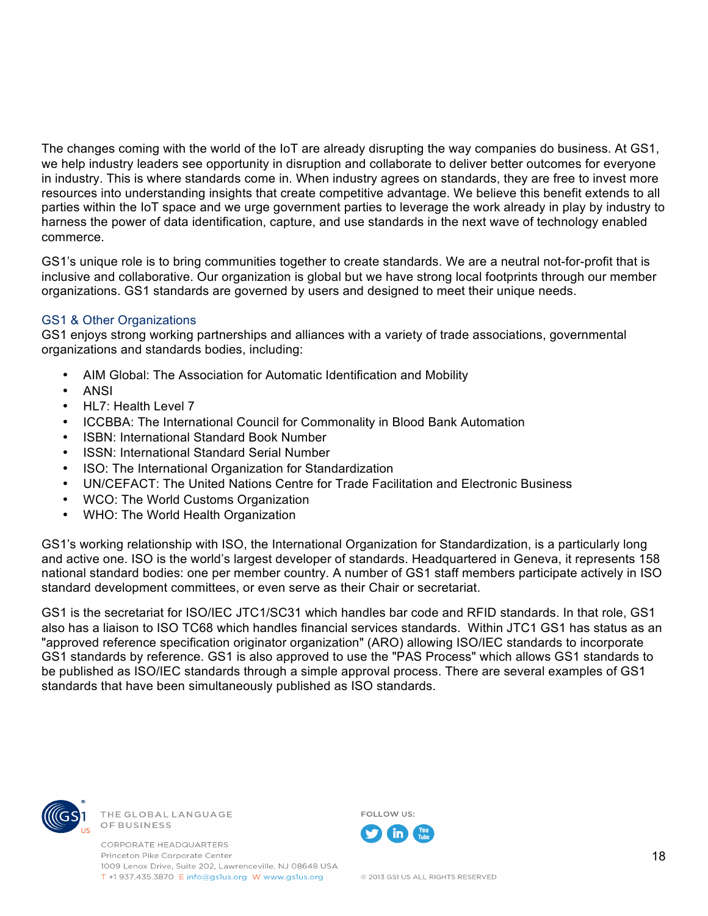The changes coming with the world of the IoT are already disrupting the way companies do business. At GS1, we help industry leaders see opportunity in disruption and collaborate to deliver better outcomes for everyone in industry. This is where standards come in. When industry agrees on standards, they are free to invest more resources into understanding insights that create competitive advantage. We believe this benefit extends to all parties within the IoT space and we urge government parties to leverage the work already in play by industry to harness the power of data identification, capture, and use standards in the next wave of technology enabled commerce.

GS1's unique role is to bring communities together to create standards. We are a neutral not-for-profit that is inclusive and collaborative. Our organization is global but we have strong local footprints through our member organizations. GS1 standards are governed by users and designed to meet their unique needs.

## GS1 & Other Organizations

GS1 enjoys strong working partnerships and alliances with a variety of trade associations, governmental organizations and standards bodies, including:

- AIM Global: The Association for Automatic Identification and Mobility
- ANSI
- HL7: Health Level 7
- ICCBBA: The International Council for Commonality in Blood Bank Automation
- ISBN: International Standard Book Number
- ISSN: International Standard Serial Number
- ISO: The International Organization for Standardization
- UN/CEFACT: The United Nations Centre for Trade Facilitation and Electronic Business
- WCO: The World Customs Organization
- WHO: The World Health Organization

GS1's working relationship with ISO, the International Organization for Standardization, is a particularly long and active one. ISO is the world's largest developer of standards. Headquartered in Geneva, it represents 158 national standard bodies: one per member country. A number of GS1 staff members participate actively in ISO standard development committees, or even serve as their Chair or secretariat.

GS1 is the secretariat for ISO/IEC JTC1/SC31 which handles bar code and RFID standards. In that role, GS1 also has a liaison to ISO TC68 which handles financial services standards. Within JTC1 GS1 has status as an "approved reference specification originator organization" (ARO) allowing ISO/IEC standards to incorporate GS1 standards by reference. GS1 is also approved to use the "PAS Process" which allows GS1 standards to be published as ISO/IEC standards through a simple approval process. There are several examples of GS1 standards that have been simultaneously published as ISO standards.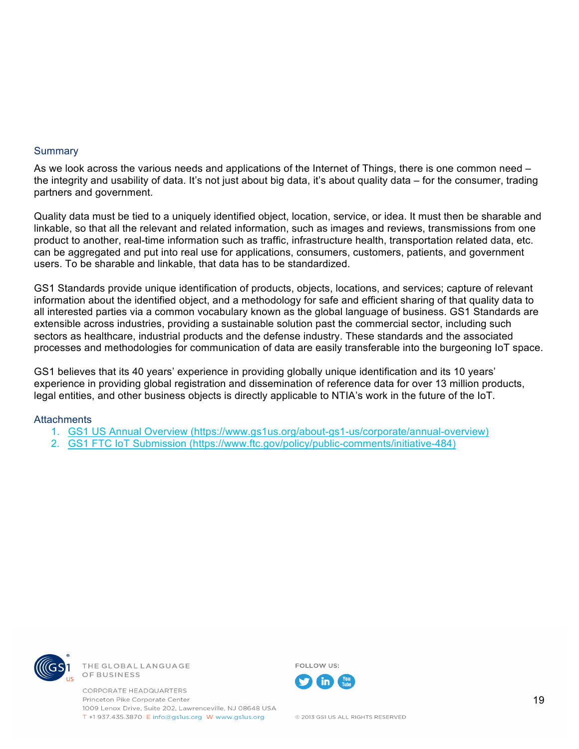## Summary

As we look across the various needs and applications of the Internet of Things, there is one common need – the integrity and usability of data. It's not just about big data, it's about quality data – for the consumer, trading partners and government.

Quality data must be tied to a uniquely identified object, location, service, or idea. It must then be sharable and linkable, so that all the relevant and related information, such as images and reviews, transmissions from one product to another, real-time information such as traffic, infrastructure health, transportation related data, etc. can be aggregated and put into real use for applications, consumers, customers, patients, and government users. To be sharable and linkable, that data has to be standardized.

GS1 Standards provide unique identification of products, objects, locations, and services; capture of relevant information about the identified object, and a methodology for safe and efficient sharing of that quality data to all interested parties via a common vocabulary known as the global language of business. GS1 Standards are extensible across industries, providing a sustainable solution past the commercial sector, including such sectors as healthcare, industrial products and the defense industry. These standards and the associated processes and methodologies for communication of data are easily transferable into the burgeoning IoT space.

GS1 believes that its 40 years' experience in providing globally unique identification and its 10 years' experience in providing global registration and dissemination of reference data for over 13 million products, legal entities, and other business objects is directly applicable to NTIA's work in the future of the IoT.

## Attachments

1. GS1 US Annual Overview (https://www.gs1us.org/about-gs1-us/corporate/annual-overview)
2. GS1 FTC IoT Submission (https://www.ftc.gov/policy/public-comments/initiative-484)

THE GLOBAL LANGUAGE OF BUSINESS

CORPORATE HEADQUARTERS
Princeton Pike Corporate Center
1009 Lenox Drive, Suite 202, Lawrenceville, NJ 08648 USA
T +1 937.435.3870 E info@gs1us.org W www.gs1us.org

FOLLOW US:

© 2013 GS1 US ALL RIGHTS RESERVED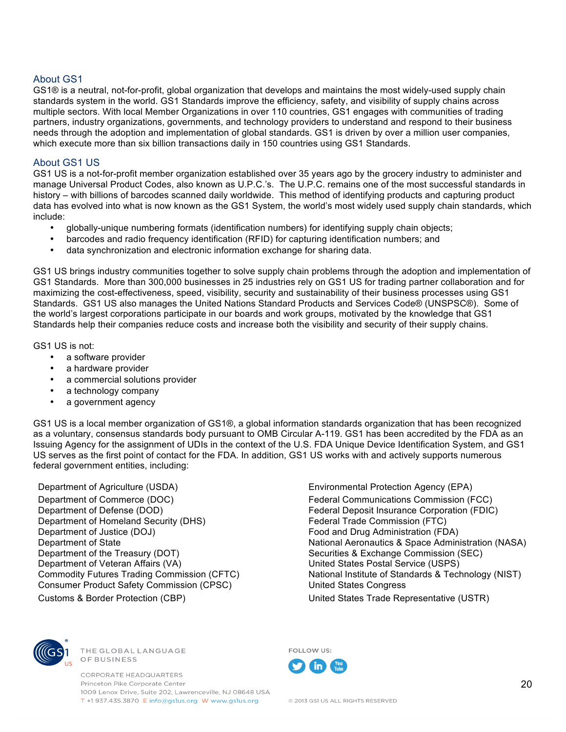## About GS1

GS1® is a neutral, not-for-profit, global organization that develops and maintains the most widely-used supply chain standards system in the world. GS1 Standards improve the efficiency, safety, and visibility of supply chains across multiple sectors. With local Member Organizations in over 110 countries, GS1 engages with communities of trading partners, industry organizations, governments, and technology providers to understand and respond to their business needs through the adoption and implementation of global standards. GS1 is driven by over a million user companies, which execute more than six billion transactions daily in 150 countries using GS1 Standards.

## About GS1 US

GS1 US is a not-for-profit member organization established over 35 years ago by the grocery industry to administer and manage Universal Product Codes, also known as U.P.C.'s. The U.P.C. remains one of the most successful standards in history – with billions of barcodes scanned daily worldwide. This method of identifying products and capturing product data has evolved into what is now known as the GS1 System, the world's most widely used supply chain standards, which include:

- globally-unique numbering formats (identification numbers) for identifying supply chain objects;
- barcodes and radio frequency identification (RFID) for capturing identification numbers; and
- data synchronization and electronic information exchange for sharing data.

GS1 US brings industry communities together to solve supply chain problems through the adoption and implementation of GS1 Standards. More than 300,000 businesses in 25 industries rely on GS1 US for trading partner collaboration and for maximizing the cost-effectiveness, speed, visibility, security and sustainability of their business processes using GS1 Standards. GS1 US also manages the United Nations Standard Products and Services Code® (UNSPSC®). Some of the world's largest corporations participate in our boards and work groups, motivated by the knowledge that GS1 Standards help their companies reduce costs and increase both the visibility and security of their supply chains.

GS1 US is not:

- a software provider
- a hardware provider
- a commercial solutions provider
- a technology company
- a government agency

GS1 US is a local member organization of GS1®, a global information standards organization that has been recognized as a voluntary, consensus standards body pursuant to OMB Circular A-119. GS1 has been accredited by the FDA as an Issuing Agency for the assignment of UDIs in the context of the U.S. FDA Unique Device Identification System, and GS1 US serves as the first point of contact for the FDA. In addition, GS1 US works with and actively supports numerous federal government entities, including:

Department of Agriculture (USDA)
Department of Commerce (DOC)
Department of Defense (DOD)
Department of Homeland Security (DHS)
Department of Justice (DOJ)
Department of State
Department of the Treasury (DOT)
Department of Veteran Affairs (VA)
Commodity Futures Trading Commission (CFTC)
Consumer Product Safety Commission (CPSC)
Customs & Border Protection (CBP)
Environmental Protection Agency (EPA)
Federal Communications Commission (FCC)
Federal Deposit Insurance Corporation (FDIC)
Federal Trade Commission (FTC)
Food and Drug Administration (FDA)
National Aeronautics & Space Administration (NASA)
Securities & Exchange Commission (SEC)
United States Postal Service (USPS)
National Institute of Standards & Technology (NIST)
United States Congress
United States Trade Representative (USTR)

THE GLOBAL LANGUAGE OF BUSINESS

CORPORATE HEADQUARTERS
Princeton Pike Corporate Center
1009 Lenox Drive, Suite 202, Lawrenceville, NJ 08648 USA
T +1 937.435.3870 E info@gs1us.org W www.gs1us.org

FOLLOW US:

© 2013 GS1 US ALL RIGHTS RESERVED